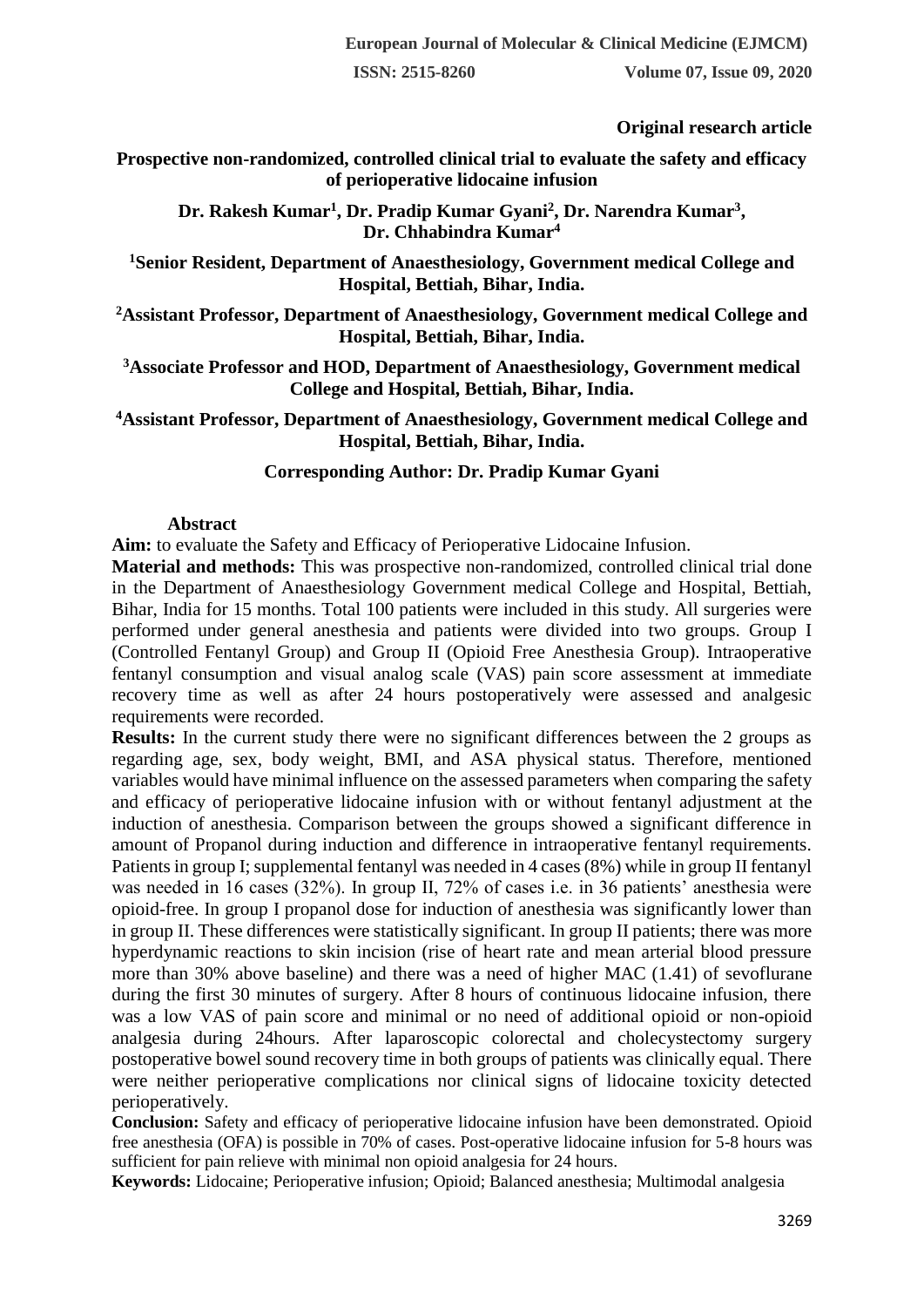**Original research article**

# Prospective non-randomized, controlled clinical trial to evaluate the safety and efficacy of perioperative lidocaine infusion

**Dr. Rakesh Kumar[1], Dr. Pradip Kumar Gyani[2], Dr. Narendra Kumar[3], Dr. Chhabindra Kumar[4]**

**[1]Senior Resident, Department of Anaesthesiology, Government medical College and Hospital, Bettiah, Bihar, India.**

**[2]Assistant Professor, Department of Anaesthesiology, Government medical College and Hospital, Bettiah, Bihar, India.**

**[3]Associate Professor and HOD, Department of Anaesthesiology, Government medical College and Hospital, Bettiah, Bihar, India.**

**[4]Assistant Professor, Department of Anaesthesiology, Government medical College and Hospital, Bettiah, Bihar, India.**

**Corresponding Author: Dr. Pradip Kumar Gyani**

## Abstract

**Aim:** to evaluate the Safety and Efficacy of Perioperative Lidocaine Infusion.

**Material and methods:** This was prospective non-randomized, controlled clinical trial done in the Department of Anaesthesiology Government medical College and Hospital, Bettiah, Bihar, India for 15 months. Total 100 patients were included in this study. All surgeries were performed under general anesthesia and patients were divided into two groups. Group I (Controlled Fentanyl Group) and Group II (Opioid Free Anesthesia Group). Intraoperative fentanyl consumption and visual analog scale (VAS) pain score assessment at immediate recovery time as well as after 24 hours postoperatively were assessed and analgesic requirements were recorded.

**Results:** In the current study there were no significant differences between the 2 groups as regarding age, sex, body weight, BMI, and ASA physical status. Therefore, mentioned variables would have minimal influence on the assessed parameters when comparing the safety and efficacy of perioperative lidocaine infusion with or without fentanyl adjustment at the induction of anesthesia. Comparison between the groups showed a significant difference in amount of Propanol during induction and difference in intraoperative fentanyl requirements. Patients in group I; supplemental fentanyl was needed in 4 cases (8%) while in group II fentanyl was needed in 16 cases (32%). In group II, 72% of cases i.e. in 36 patients' anesthesia were opioid-free. In group I propanol dose for induction of anesthesia was significantly lower than in group II. These differences were statistically significant. In group II patients; there was more hyperdynamic reactions to skin incision (rise of heart rate and mean arterial blood pressure more than 30% above baseline) and there was a need of higher MAC (1.41) of sevoflurane during the first 30 minutes of surgery. After 8 hours of continuous lidocaine infusion, there was a low VAS of pain score and minimal or no need of additional opioid or non-opioid analgesia during 24hours. After laparoscopic colorectal and cholecystectomy surgery postoperative bowel sound recovery time in both groups of patients was clinically equal. There were neither perioperative complications nor clinical signs of lidocaine toxicity detected perioperatively.

**Conclusion:** Safety and efficacy of perioperative lidocaine infusion have been demonstrated. Opioid free anesthesia (OFA) is possible in 70% of cases. Post-operative lidocaine infusion for 5-8 hours was sufficient for pain relieve with minimal non opioid analgesia for 24 hours.

**Keywords:** Lidocaine; Perioperative infusion; Opioid; Balanced anesthesia; Multimodal analgesia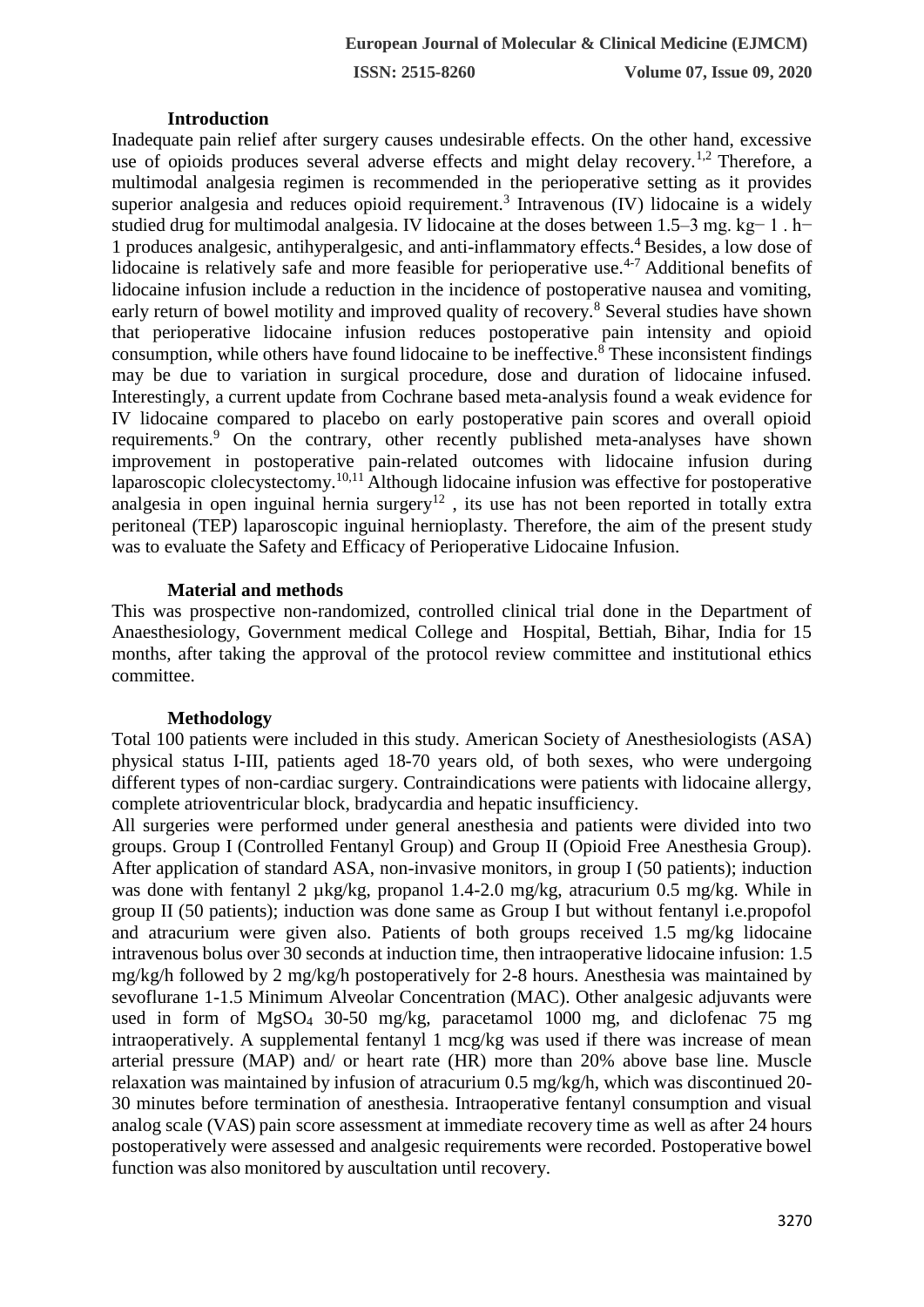### Introduction

Inadequate pain relief after surgery causes undesirable effects. On the other hand, excessive use of opioids produces several adverse effects and might delay recovery.[1,2] Therefore, a multimodal analgesia regimen is recommended in the perioperative setting as it provides superior analgesia and reduces opioid requirement.[3] Intravenous (IV) lidocaine is a widely studied drug for multimodal analgesia. IV lidocaine at the doses between 1.5–3 mg. kg− 1 . h− 1 produces analgesic, antihyperalgesic, and anti-inflammatory effects.[4] Besides, a low dose of lidocaine is relatively safe and more feasible for perioperative use.[4-7] Additional benefits of lidocaine infusion include a reduction in the incidence of postoperative nausea and vomiting, early return of bowel motility and improved quality of recovery.[8] Several studies have shown that perioperative lidocaine infusion reduces postoperative pain intensity and opioid consumption, while others have found lidocaine to be ineffective.[8] These inconsistent findings may be due to variation in surgical procedure, dose and duration of lidocaine infused. Interestingly, a current update from Cochrane based meta-analysis found a weak evidence for IV lidocaine compared to placebo on early postoperative pain scores and overall opioid requirements.[9] On the contrary, other recently published meta-analyses have shown improvement in postoperative pain-related outcomes with lidocaine infusion during laparoscopic clolecystectomy.[10,11] Although lidocaine infusion was effective for postoperative analgesia in open inguinal hernia surgery[12] , its use has not been reported in totally extra peritoneal (TEP) laparoscopic inguinal hernioplasty. Therefore, the aim of the present study was to evaluate the Safety and Efficacy of Perioperative Lidocaine Infusion.

### Material and methods

This was prospective non-randomized, controlled clinical trial done in the Department of Anaesthesiology, Government medical College and Hospital, Bettiah, Bihar, India for 15 months, after taking the approval of the protocol review committee and institutional ethics committee.

### Methodology

Total 100 patients were included in this study. American Society of Anesthesiologists (ASA) physical status I-III, patients aged 18-70 years old, of both sexes, who were undergoing different types of non-cardiac surgery. Contraindications were patients with lidocaine allergy, complete atrioventricular block, bradycardia and hepatic insufficiency.

All surgeries were performed under general anesthesia and patients were divided into two groups. Group I (Controlled Fentanyl Group) and Group II (Opioid Free Anesthesia Group). After application of standard ASA, non-invasive monitors, in group I (50 patients); induction was done with fentanyl 2 µkg/kg, propanol 1.4-2.0 mg/kg, atracurium 0.5 mg/kg. While in group II (50 patients); induction was done same as Group I but without fentanyl i.e.propofol and atracurium were given also. Patients of both groups received 1.5 mg/kg lidocaine intravenous bolus over 30 seconds at induction time, then intraoperative lidocaine infusion: 1.5 mg/kg/h followed by 2 mg/kg/h postoperatively for 2-8 hours. Anesthesia was maintained by sevoflurane 1-1.5 Minimum Alveolar Concentration (MAC). Other analgesic adjuvants were used in form of $MgSO_4$ 30-50 mg/kg, paracetamol 1000 mg, and diclofenac 75 mg intraoperatively. A supplemental fentanyl 1 mcg/kg was used if there was increase of mean arterial pressure (MAP) and/ or heart rate (HR) more than 20% above base line. Muscle relaxation was maintained by infusion of atracurium 0.5 mg/kg/h, which was discontinued 20-30 minutes before termination of anesthesia. Intraoperative fentanyl consumption and visual analog scale (VAS) pain score assessment at immediate recovery time as well as after 24 hours postoperatively were assessed and analgesic requirements were recorded. Postoperative bowel function was also monitored by auscultation until recovery.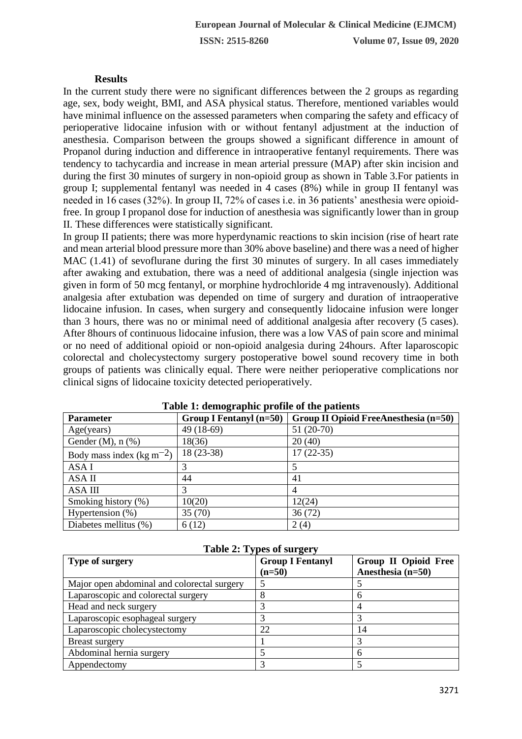**Results**

In the current study there were no significant differences between the 2 groups as regarding age, sex, body weight, BMI, and ASA physical status. Therefore, mentioned variables would have minimal influence on the assessed parameters when comparing the safety and efficacy of perioperative lidocaine infusion with or without fentanyl adjustment at the induction of anesthesia. Comparison between the groups showed a significant difference in amount of Propanol during induction and difference in intraoperative fentanyl requirements. There was tendency to tachycardia and increase in mean arterial pressure (MAP) after skin incision and during the first 30 minutes of surgery in non-opioid group as shown in Table 3.For patients in group I; supplemental fentanyl was needed in 4 cases (8%) while in group II fentanyl was needed in 16 cases (32%). In group II, 72% of cases i.e. in 36 patients' anesthesia were opioid-free. In group I propanol dose for induction of anesthesia was significantly lower than in group II. These differences were statistically significant.

In group II patients; there was more hyperdynamic reactions to skin incision (rise of heart rate and mean arterial blood pressure more than 30% above baseline) and there was a need of higher MAC (1.41) of sevoflurane during the first 30 minutes of surgery. In all cases immediately after awaking and extubation, there was a need of additional analgesia (single injection was given in form of 50 mcg fentanyl, or morphine hydrochloride 4 mg intravenously). Additional analgesia after extubation was depended on time of surgery and duration of intraoperative lidocaine infusion. In cases, when surgery and consequently lidocaine infusion were longer than 3 hours, there was no or minimal need of additional analgesia after recovery (5 cases). After 8hours of continuous lidocaine infusion, there was a low VAS of pain score and minimal or no need of additional opioid or non-opioid analgesia during 24hours. After laparoscopic colorectal and cholecystectomy surgery postoperative bowel sound recovery time in both groups of patients was clinically equal. There were neither perioperative complications nor clinical signs of lidocaine toxicity detected perioperatively.

**Table 1: demographic profile of the patients**

| Parameter | Group I Fentanyl (n=50) | Group II Opioid FreeAnesthesia (n=50) |
|---|---|---|
| Age(years) | 49 (18-69) | 51 (20-70) |
| Gender (M), n (%) | 18(36) | 20 (40) |
| Body mass index (kg $m^{-2}$) | 18 (23-38) | 17 (22-35) |
| ASA I | 3 | 5 |
| ASA II | 44 | 41 |
| ASA III | 3 | 4 |
| Smoking history (%) | 10(20) | 12(24) |
| Hypertension (%) | 35 (70) | 36 (72) |
| Diabetes mellitus (%) | 6 (12) | 2 (4) |

**Table 2: Types of surgery**

| Type of surgery | Group I Fentanyl (n=50) | Group II Opioid Free Anesthesia (n=50) |
|---|---|---|
| Major open abdominal and colorectal surgery | 5 | 5 |
| Laparoscopic and colorectal surgery | 8 | 6 |
| Head and neck surgery | 3 | 4 |
| Laparoscopic esophageal surgery | 3 | 3 |
| Laparoscopic cholecystectomy | 22 | 14 |
| Breast surgery | 1 | 3 |
| Abdominal hernia surgery | 5 | 6 |
| Appendectomy | 3 | 5 |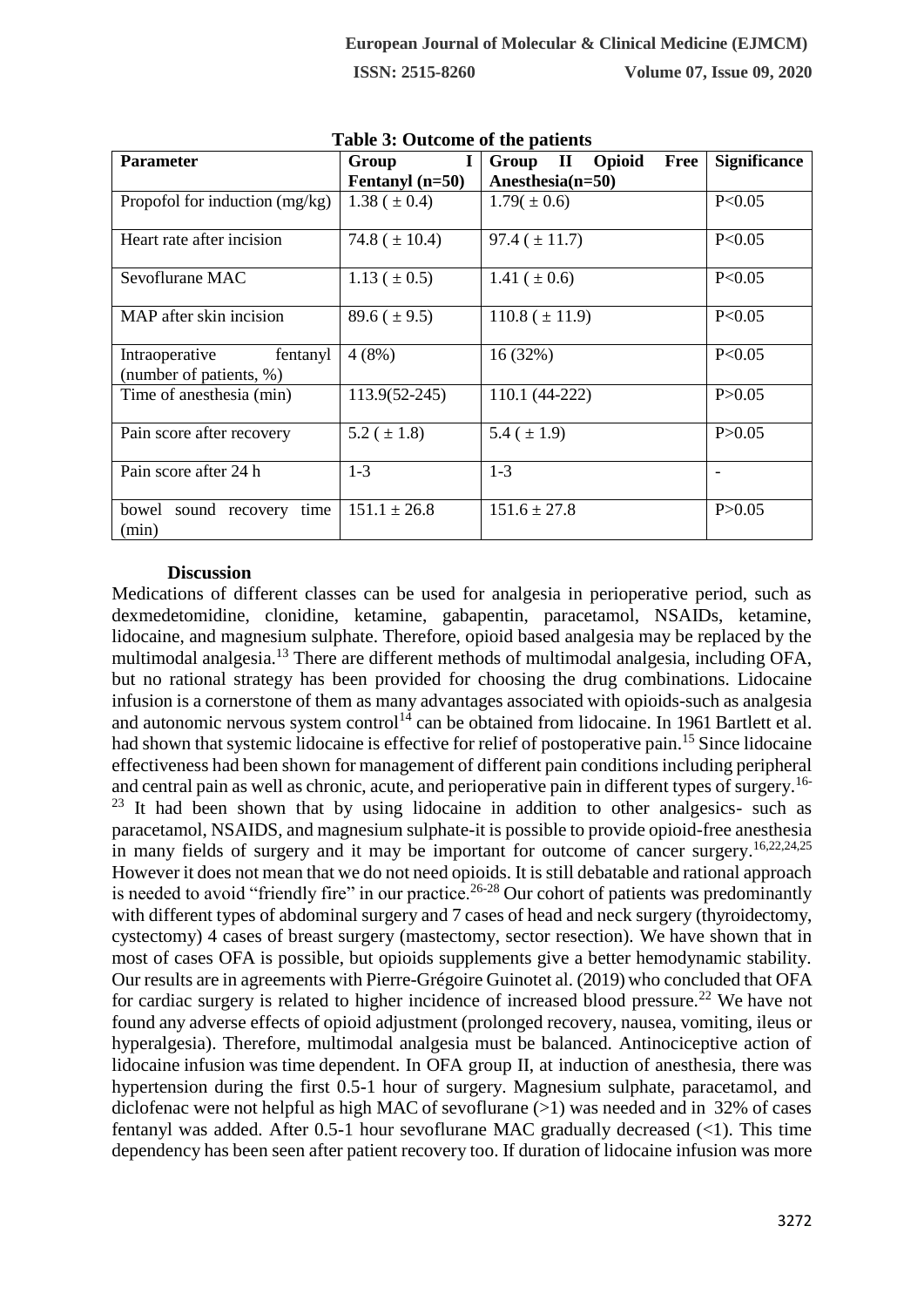**Table 3: Outcome of the patients**

| Parameter | Group I Fentanyl (n=50) | Group II Opioid Free Anesthesia(n=50) | Significance |
|---|---|---|---|
| Propofol for induction (mg/kg) | 1.38 ( ± 0.4) | 1.79( ± 0.6) | P<0.05 |
| Heart rate after incision | 74.8 ( ± 10.4) | 97.4 ( ± 11.7) | P<0.05 |
| Sevoflurane MAC | 1.13 ( ± 0.5) | 1.41 ( ± 0.6) | P<0.05 |
| MAP after skin incision | 89.6 ( ± 9.5) | 110.8 ( ± 11.9) | P<0.05 |
| Intraoperative fentanyl (number of patients, %) | 4 (8%) | 16 (32%) | P<0.05 |
| Time of anesthesia (min) | 113.9(52-245) | 110.1 (44-222) | P>0.05 |
| Pain score after recovery | 5.2 ( ± 1.8) | 5.4 ( ± 1.9) | P>0.05 |
| Pain score after 24 h | 1-3 | 1-3 | - |
| bowel sound recovery time (min) | 151.1 ± 26.8 | 151.6 ± 27.8 | P>0.05 |

## Discussion

Medications of different classes can be used for analgesia in perioperative period, such as dexmedetomidine, clonidine, ketamine, gabapentin, paracetamol, NSAIDs, ketamine, lidocaine, and magnesium sulphate. Therefore, opioid based analgesia may be replaced by the multimodal analgesia.[13] There are different methods of multimodal analgesia, including OFA, but no rational strategy has been provided for choosing the drug combinations. Lidocaine infusion is a cornerstone of them as many advantages associated with opioids-such as analgesia and autonomic nervous system control[14] can be obtained from lidocaine. In 1961 Bartlett et al. had shown that systemic lidocaine is effective for relief of postoperative pain.[15] Since lidocaine effectiveness had been shown for management of different pain conditions including peripheral and central pain as well as chronic, acute, and perioperative pain in different types of surgery.[16-23] It had been shown that by using lidocaine in addition to other analgesics- such as paracetamol, NSAIDS, and magnesium sulphate-it is possible to provide opioid-free anesthesia in many fields of surgery and it may be important for outcome of cancer surgery.[16,22,24,25] However it does not mean that we do not need opioids. It is still debatable and rational approach is needed to avoid "friendly fire" in our practice.[26-28] Our cohort of patients was predominantly with different types of abdominal surgery and 7 cases of head and neck surgery (thyroidectomy, cystectomy) 4 cases of breast surgery (mastectomy, sector resection). We have shown that in most of cases OFA is possible, but opioids supplements give a better hemodynamic stability. Our results are in agreements with Pierre-Grégoire Guinotet al. (2019) who concluded that OFA for cardiac surgery is related to higher incidence of increased blood pressure.[22] We have not found any adverse effects of opioid adjustment (prolonged recovery, nausea, vomiting, ileus or hyperalgesia). Therefore, multimodal analgesia must be balanced. Antinociceptive action of lidocaine infusion was time dependent. In OFA group II, at induction of anesthesia, there was hypertension during the first 0.5-1 hour of surgery. Magnesium sulphate, paracetamol, and diclofenac were not helpful as high MAC of sevoflurane (>1) was needed and in 32% of cases fentanyl was added. After 0.5-1 hour sevoflurane MAC gradually decreased (<1). This time dependency has been seen after patient recovery too. If duration of lidocaine infusion was more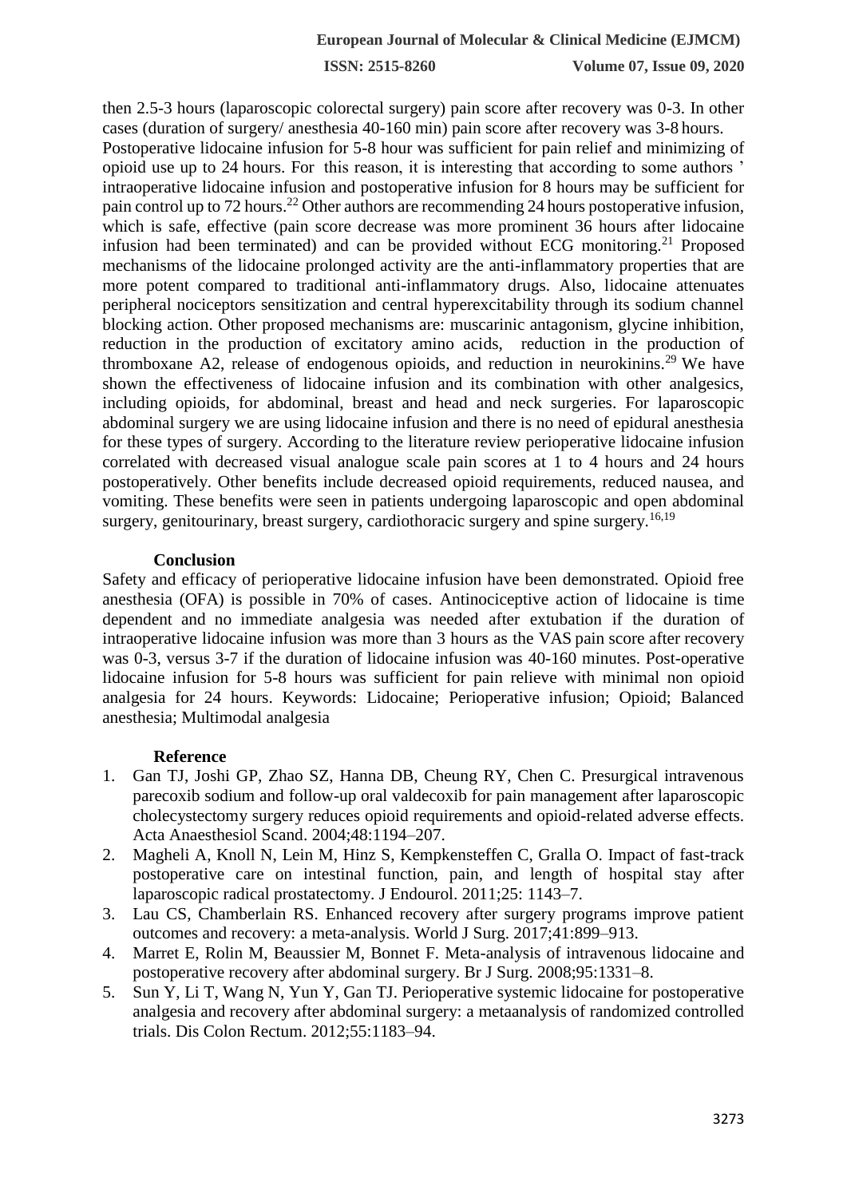then 2.5-3 hours (laparoscopic colorectal surgery) pain score after recovery was 0-3. In other cases (duration of surgery/ anesthesia 40-160 min) pain score after recovery was 3-8 hours. Postoperative lidocaine infusion for 5-8 hour was sufficient for pain relief and minimizing of opioid use up to 24 hours. For this reason, it is interesting that according to some authors ' intraoperative lidocaine infusion and postoperative infusion for 8 hours may be sufficient for pain control up to 72 hours.[22] Other authors are recommending 24 hours postoperative infusion, which is safe, effective (pain score decrease was more prominent 36 hours after lidocaine infusion had been terminated) and can be provided without ECG monitoring.[21] Proposed mechanisms of the lidocaine prolonged activity are the anti-inflammatory properties that are more potent compared to traditional anti-inflammatory drugs. Also, lidocaine attenuates peripheral nociceptors sensitization and central hyperexcitability through its sodium channel blocking action. Other proposed mechanisms are: muscarinic antagonism, glycine inhibition, reduction in the production of excitatory amino acids, reduction in the production of thromboxane A2, release of endogenous opioids, and reduction in neurokinins.[29] We have shown the effectiveness of lidocaine infusion and its combination with other analgesics, including opioids, for abdominal, breast and head and neck surgeries. For laparoscopic abdominal surgery we are using lidocaine infusion and there is no need of epidural anesthesia for these types of surgery. According to the literature review perioperative lidocaine infusion correlated with decreased visual analogue scale pain scores at 1 to 4 hours and 24 hours postoperatively. Other benefits include decreased opioid requirements, reduced nausea, and vomiting. These benefits were seen in patients undergoing laparoscopic and open abdominal surgery, genitourinary, breast surgery, cardiothoracic surgery and spine surgery.[16,19]

## Conclusion

Safety and efficacy of perioperative lidocaine infusion have been demonstrated. Opioid free anesthesia (OFA) is possible in 70% of cases. Antinociceptive action of lidocaine is time dependent and no immediate analgesia was needed after extubation if the duration of intraoperative lidocaine infusion was more than 3 hours as the VAS pain score after recovery was 0-3, versus 3-7 if the duration of lidocaine infusion was 40-160 minutes. Post-operative lidocaine infusion for 5-8 hours was sufficient for pain relieve with minimal non opioid analgesia for 24 hours. Keywords: Lidocaine; Perioperative infusion; Opioid; Balanced anesthesia; Multimodal analgesia

## Reference

1. Gan TJ, Joshi GP, Zhao SZ, Hanna DB, Cheung RY, Chen C. Presurgical intravenous parecoxib sodium and follow-up oral valdecoxib for pain management after laparoscopic cholecystectomy surgery reduces opioid requirements and opioid-related adverse effects. Acta Anaesthesiol Scand. 2004;48:1194–207.
2. Magheli A, Knoll N, Lein M, Hinz S, Kempkensteffen C, Gralla O. Impact of fast-track postoperative care on intestinal function, pain, and length of hospital stay after laparoscopic radical prostatectomy. J Endourol. 2011;25: 1143–7.
3. Lau CS, Chamberlain RS. Enhanced recovery after surgery programs improve patient outcomes and recovery: a meta-analysis. World J Surg. 2017;41:899–913.
4. Marret E, Rolin M, Beaussier M, Bonnet F. Meta-analysis of intravenous lidocaine and postoperative recovery after abdominal surgery. Br J Surg. 2008;95:1331–8.
5. Sun Y, Li T, Wang N, Yun Y, Gan TJ. Perioperative systemic lidocaine for postoperative analgesia and recovery after abdominal surgery: a metaanalysis of randomized controlled trials. Dis Colon Rectum. 2012;55:1183–94.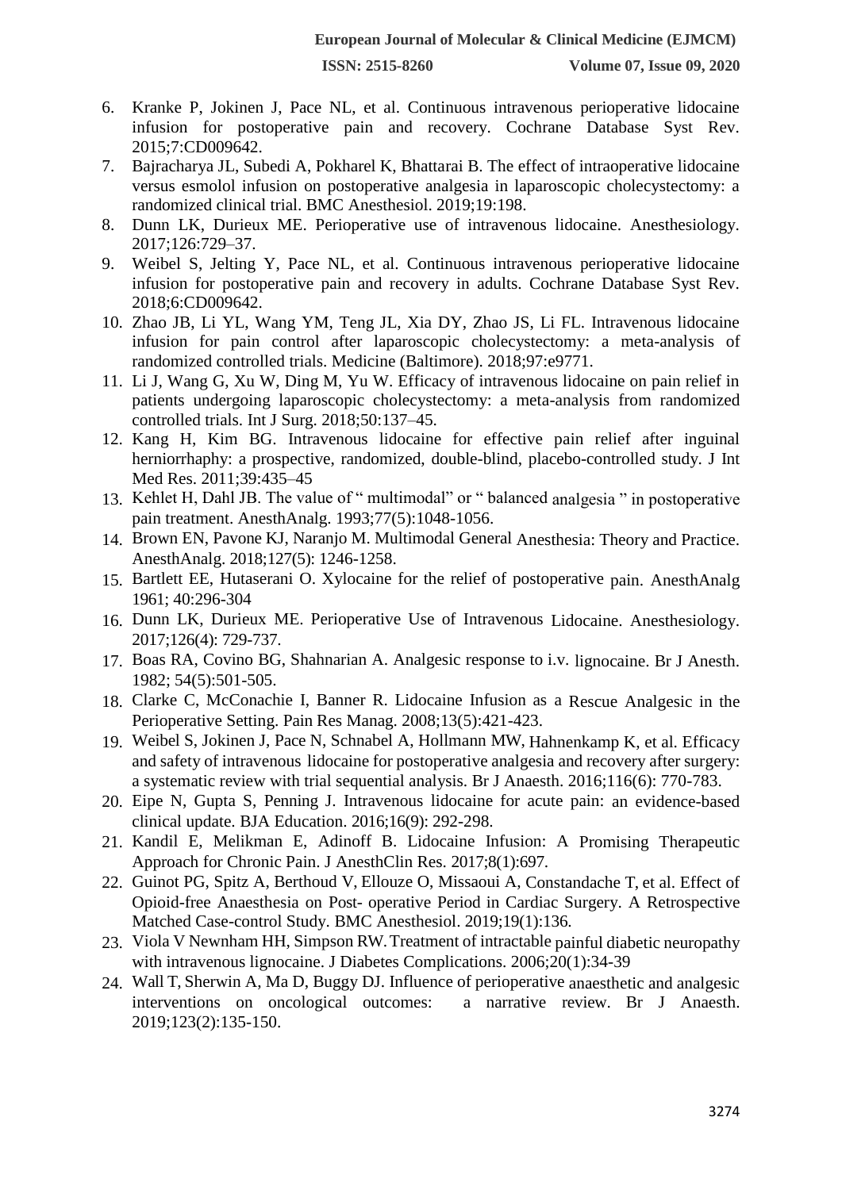6. Kranke P, Jokinen J, Pace NL, et al. Continuous intravenous perioperative lidocaine infusion for postoperative pain and recovery. Cochrane Database Syst Rev. 2015;7:CD009642.
7. Bajracharya JL, Subedi A, Pokharel K, Bhattarai B. The effect of intraoperative lidocaine versus esmolol infusion on postoperative analgesia in laparoscopic cholecystectomy: a randomized clinical trial. BMC Anesthesiol. 2019;19:198.
8. Dunn LK, Durieux ME. Perioperative use of intravenous lidocaine. Anesthesiology. 2017;126:729–37.
9. Weibel S, Jelting Y, Pace NL, et al. Continuous intravenous perioperative lidocaine infusion for postoperative pain and recovery in adults. Cochrane Database Syst Rev. 2018;6:CD009642.
10. Zhao JB, Li YL, Wang YM, Teng JL, Xia DY, Zhao JS, Li FL. Intravenous lidocaine infusion for pain control after laparoscopic cholecystectomy: a meta-analysis of randomized controlled trials. Medicine (Baltimore). 2018;97:e9771.
11. Li J, Wang G, Xu W, Ding M, Yu W. Efficacy of intravenous lidocaine on pain relief in patients undergoing laparoscopic cholecystectomy: a meta-analysis from randomized controlled trials. Int J Surg. 2018;50:137–45.
12. Kang H, Kim BG. Intravenous lidocaine for effective pain relief after inguinal herniorrhaphy: a prospective, randomized, double-blind, placebo-controlled study. J Int Med Res. 2011;39:435–45
13. Kehlet H, Dahl JB. The value of " multimodal" or " balanced analgesia " in postoperative pain treatment. AnesthAnalg. 1993;77(5):1048-1056.
14. Brown EN, Pavone KJ, Naranjo M. Multimodal General Anesthesia: Theory and Practice. AnesthAnalg. 2018;127(5): 1246-1258.
15. Bartlett EE, Hutaserani O. Xylocaine for the relief of postoperative pain. AnesthAnalg 1961; 40:296-304
16. Dunn LK, Durieux ME. Perioperative Use of Intravenous Lidocaine. Anesthesiology. 2017;126(4): 729-737.
17. Boas RA, Covino BG, Shahnarian A. Analgesic response to i.v. lignocaine. Br J Anesth. 1982; 54(5):501-505.
18. Clarke C, McConachie I, Banner R. Lidocaine Infusion as a Rescue Analgesic in the Perioperative Setting. Pain Res Manag. 2008;13(5):421-423.
19. Weibel S, Jokinen J, Pace N, Schnabel A, Hollmann MW, Hahnenkamp K, et al. Efficacy and safety of intravenous lidocaine for postoperative analgesia and recovery after surgery: a systematic review with trial sequential analysis. Br J Anaesth. 2016;116(6): 770-783.
20. Eipe N, Gupta S, Penning J. Intravenous lidocaine for acute pain: an evidence-based clinical update. BJA Education. 2016;16(9): 292-298.
21. Kandil E, Melikman E, Adinoff B. Lidocaine Infusion: A Promising Therapeutic Approach for Chronic Pain. J AnesthClin Res. 2017;8(1):697.
22. Guinot PG, Spitz A, Berthoud V, Ellouze O, Missaoui A, Constandache T, et al. Effect of Opioid-free Anaesthesia on Post- operative Period in Cardiac Surgery. A Retrospective Matched Case-control Study. BMC Anesthesiol. 2019;19(1):136.
23. Viola V Newnham HH, Simpson RW. Treatment of intractable painful diabetic neuropathy with intravenous lignocaine. J Diabetes Complications. 2006;20(1):34-39
24. Wall T, Sherwin A, Ma D, Buggy DJ. Influence of perioperative anaesthetic and analgesic interventions on oncological outcomes: a narrative review. Br J Anaesth. 2019;123(2):135-150.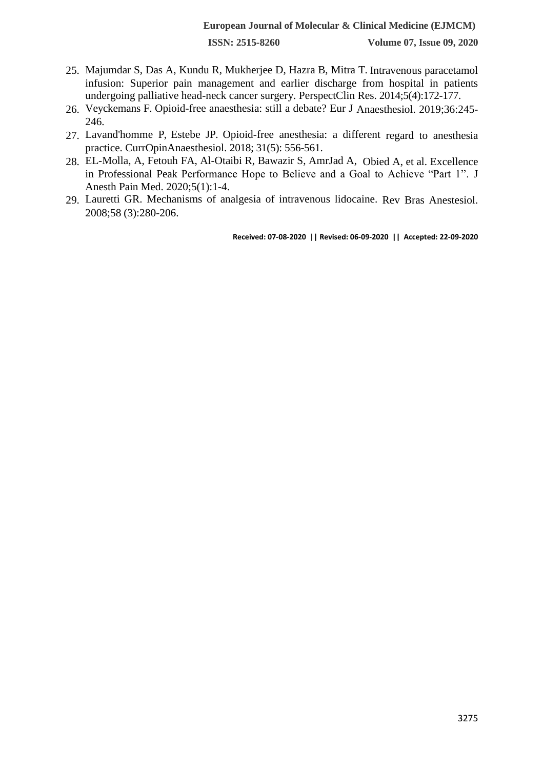25. Majumdar S, Das A, Kundu R, Mukherjee D, Hazra B, Mitra T. Intravenous paracetamol infusion: Superior pain management and earlier discharge from hospital in patients undergoing palliative head-neck cancer surgery. PerspectClin Res. 2014;5(4):172-177.
26. Veyckemans F. Opioid-free anaesthesia: still a debate? Eur J Anaesthesiol. 2019;36:245-246.
27. Lavand'homme P, Estebe JP. Opioid-free anesthesia: a different regard to anesthesia practice. CurrOpinAnaesthesiol. 2018; 31(5): 556-561.
28. EL-Molla, A, Fetouh FA, Al-Otaibi R, Bawazir S, AmrJad A, Obied A, et al. Excellence in Professional Peak Performance Hope to Believe and a Goal to Achieve "Part 1". J Anesth Pain Med. 2020;5(1):1-4.
29. Lauretti GR. Mechanisms of analgesia of intravenous lidocaine. Rev Bras Anestesiol. 2008;58 (3):280-206.

**Received: 07-08-2020 || Revised: 06-09-2020 || Accepted: 22-09-2020**